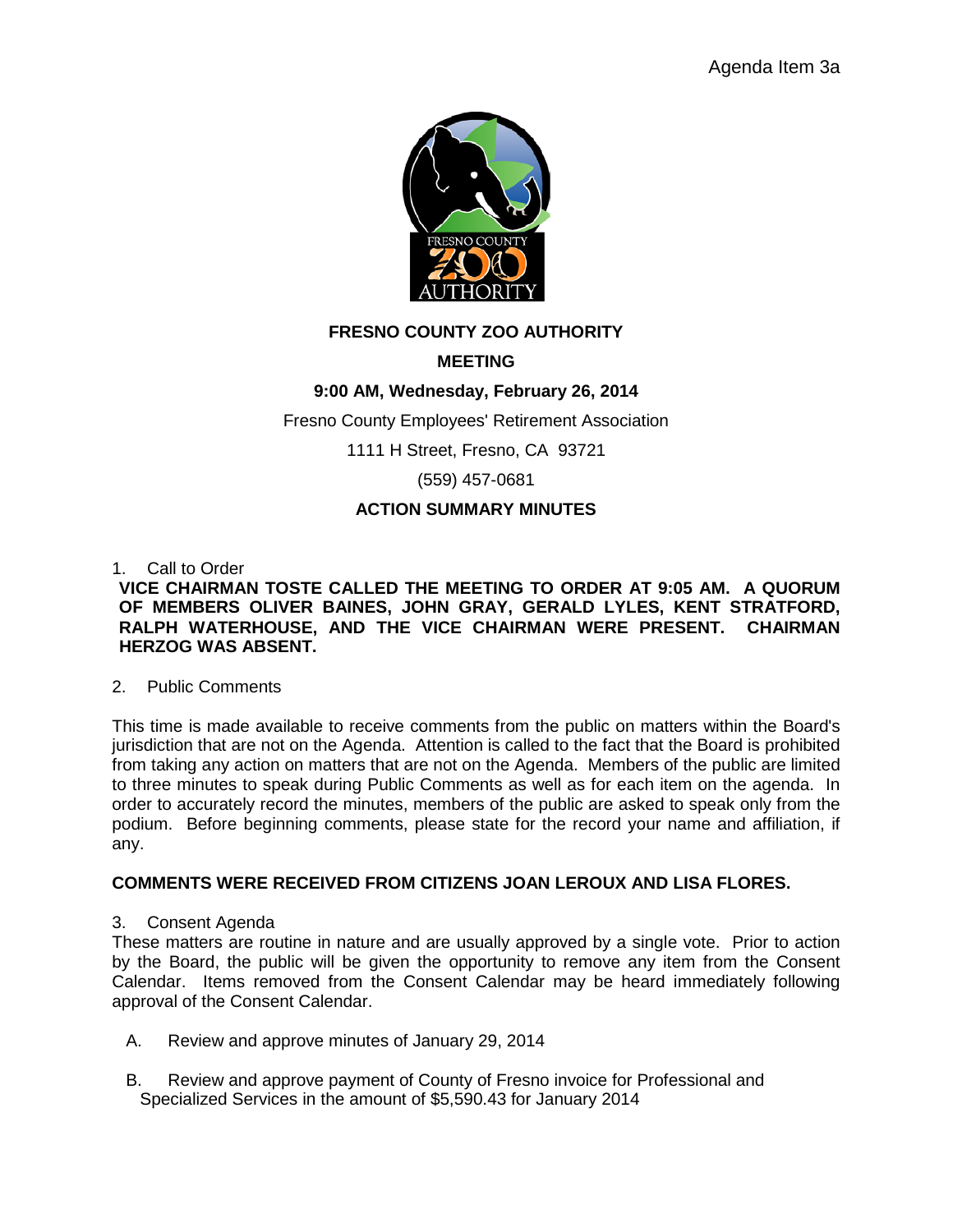Agenda Item 3a

**FRESNO COUNTY ZOO AUTHORITY**

**MEETING**

**9:00 AM, Wednesday, February 26, 2014**

Fresno County Employees' Retirement Association

1111 H Street, Fresno, CA 93721

(559) 457-0681

**ACTION SUMMARY MINUTES**

1. Call to Order

**VICE CHAIRMAN TOSTE CALLED THE MEETING TO ORDER AT 9:05 AM. A QUORUM OF MEMBERS OLIVER BAINES, JOHN GRAY, GERALD LYLES, KENT STRATFORD, RALPH WATERHOUSE, AND THE VICE CHAIRMAN WERE PRESENT. CHAIRMAN HERZOG WAS ABSENT.**

2. Public Comments

This time is made available to receive comments from the public on matters within the Board's jurisdiction that are not on the Agenda. Attention is called to the fact that the Board is prohibited from taking any action on matters that are not on the Agenda. Members of the public are limited to three minutes to speak during Public Comments as well as for each item on the agenda. In order to accurately record the minutes, members of the public are asked to speak only from the podium. Before beginning comments, please state for the record your name and affiliation, if any.

**COMMENTS WERE RECEIVED FROM CITIZENS JOAN LEROUX AND LISA FLORES.**

3. Consent Agenda

These matters are routine in nature and are usually approved by a single vote. Prior to action by the Board, the public will be given the opportunity to remove any item from the Consent Calendar. Items removed from the Consent Calendar may be heard immediately following approval of the Consent Calendar.

A. Review and approve minutes of January 29, 2014

B. Review and approve payment of County of Fresno invoice for Professional and Specialized Services in the amount of $5,590.43 for January 2014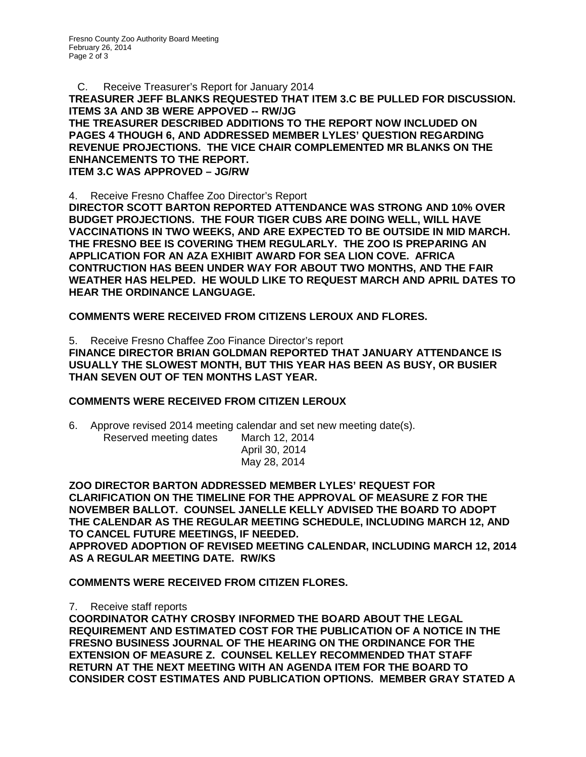C. Receive Treasurer's Report for January 2014

**TREASURER JEFF BLANKS REQUESTED THAT ITEM 3.C BE PULLED FOR DISCUSSION. ITEMS 3A AND 3B WERE APPOVED -- RW/JG**

**THE TREASURER DESCRIBED ADDITIONS TO THE REPORT NOW INCLUDED ON PAGES 4 THOUGH 6, AND ADDRESSED MEMBER LYLES' QUESTION REGARDING REVENUE PROJECTIONS. THE VICE CHAIR COMPLEMENTED MR BLANKS ON THE ENHANCEMENTS TO THE REPORT.**

**ITEM 3.C WAS APPROVED – JG/RW**

4. Receive Fresno Chaffee Zoo Director's Report

**DIRECTOR SCOTT BARTON REPORTED ATTENDANCE WAS STRONG AND 10% OVER BUDGET PROJECTIONS. THE FOUR TIGER CUBS ARE DOING WELL, WILL HAVE VACCINATIONS IN TWO WEEKS, AND ARE EXPECTED TO BE OUTSIDE IN MID MARCH. THE FRESNO BEE IS COVERING THEM REGULARLY. THE ZOO IS PREPARING AN APPLICATION FOR AN AZA EXHIBIT AWARD FOR SEA LION COVE. AFRICA CONTRUCTION HAS BEEN UNDER WAY FOR ABOUT TWO MONTHS, AND THE FAIR WEATHER HAS HELPED. HE WOULD LIKE TO REQUEST MARCH AND APRIL DATES TO HEAR THE ORDINANCE LANGUAGE.**

**COMMENTS WERE RECEIVED FROM CITIZENS LEROUX AND FLORES.**

5. Receive Fresno Chaffee Zoo Finance Director's report

**FINANCE DIRECTOR BRIAN GOLDMAN REPORTED THAT JANUARY ATTENDANCE IS USUALLY THE SLOWEST MONTH, BUT THIS YEAR HAS BEEN AS BUSY, OR BUSIER THAN SEVEN OUT OF TEN MONTHS LAST YEAR.**

**COMMENTS WERE RECEIVED FROM CITIZEN LEROUX**

6. Approve revised 2014 meeting calendar and set new meeting date(s).

Reserved meeting dates
- March 12, 2014
- April 30, 2014
- May 28, 2014

**ZOO DIRECTOR BARTON ADDRESSED MEMBER LYLES' REQUEST FOR CLARIFICATION ON THE TIMELINE FOR THE APPROVAL OF MEASURE Z FOR THE NOVEMBER BALLOT. COUNSEL JANELLE KELLY ADVISED THE BOARD TO ADOPT THE CALENDAR AS THE REGULAR MEETING SCHEDULE, INCLUDING MARCH 12, AND TO CANCEL FUTURE MEETINGS, IF NEEDED.**

**APPROVED ADOPTION OF REVISED MEETING CALENDAR, INCLUDING MARCH 12, 2014 AS A REGULAR MEETING DATE. RW/KS**

**COMMENTS WERE RECEIVED FROM CITIZEN FLORES.**

7. Receive staff reports

**COORDINATOR CATHY CROSBY INFORMED THE BOARD ABOUT THE LEGAL REQUIREMENT AND ESTIMATED COST FOR THE PUBLICATION OF A NOTICE IN THE FRESNO BUSINESS JOURNAL OF THE HEARING ON THE ORDINANCE FOR THE EXTENSION OF MEASURE Z. COUNSEL KELLEY RECOMMENDED THAT STAFF RETURN AT THE NEXT MEETING WITH AN AGENDA ITEM FOR THE BOARD TO CONSIDER COST ESTIMATES AND PUBLICATION OPTIONS. MEMBER GRAY STATED A**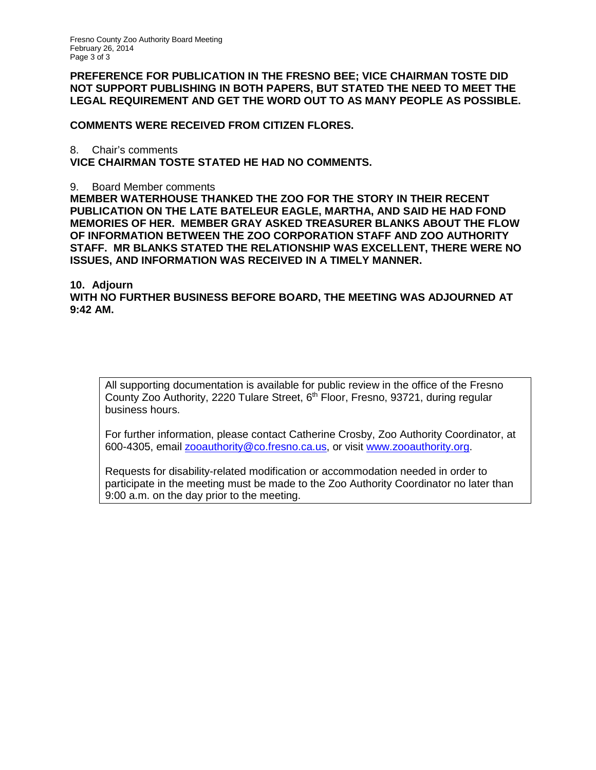**PREFERENCE FOR PUBLICATION IN THE FRESNO BEE; VICE CHAIRMAN TOSTE DID NOT SUPPORT PUBLISHING IN BOTH PAPERS, BUT STATED THE NEED TO MEET THE LEGAL REQUIREMENT AND GET THE WORD OUT TO AS MANY PEOPLE AS POSSIBLE.**

**COMMENTS WERE RECEIVED FROM CITIZEN FLORES.**

8. Chair's comments

**VICE CHAIRMAN TOSTE STATED HE HAD NO COMMENTS.**

9. Board Member comments

**MEMBER WATERHOUSE THANKED THE ZOO FOR THE STORY IN THEIR RECENT PUBLICATION ON THE LATE BATELEUR EAGLE, MARTHA, AND SAID HE HAD FOND MEMORIES OF HER. MEMBER GRAY ASKED TREASURER BLANKS ABOUT THE FLOW OF INFORMATION BETWEEN THE ZOO CORPORATION STAFF AND ZOO AUTHORITY STAFF. MR BLANKS STATED THE RELATIONSHIP WAS EXCELLENT, THERE WERE NO ISSUES, AND INFORMATION WAS RECEIVED IN A TIMELY MANNER.**

**10. Adjourn**

**WITH NO FURTHER BUSINESS BEFORE BOARD, THE MEETING WAS ADJOURNED AT 9:42 AM.**

All supporting documentation is available for public review in the office of the Fresno County Zoo Authority, 2220 Tulare Street, 6th Floor, Fresno, 93721, during regular business hours.

For further information, please contact Catherine Crosby, Zoo Authority Coordinator, at 600-4305, email zooauthority@co.fresno.ca.us, or visit www.zooauthority.org.

Requests for disability-related modification or accommodation needed in order to participate in the meeting must be made to the Zoo Authority Coordinator no later than 9:00 a.m. on the day prior to the meeting.